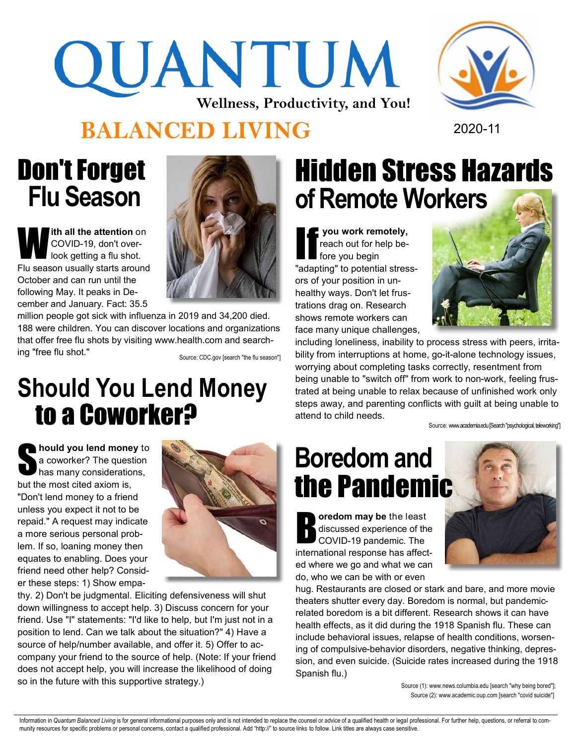# QUANTUM

**Wellness, Productivity, and You!**

# BALANCED LIVING

2020-11

## Don't Forget Flu Season

**With all the attention** on COVID-19, don't overlook getting a flu shot. Flu season usually starts around October and can run until the following May. It peaks in December and January. Fact: 35.5 million people got sick with influenza in 2019 and 34,200 died. 188 were children. You can discover locations and organizations that offer free flu shots by visiting www.health.com and searching "free flu shot."

Source: CDC.gov [search "the flu season"]

## Should You Lend Money to a Coworker?

**Should you lend money** to a coworker? The question has many considerations, but the most cited axiom is, "Don't lend money to a friend unless you expect it not to be repaid." A request may indicate a more serious personal problem. If so, loaning money then equates to enabling. Does your friend need other help? Consider these steps: 1) Show empathy. 2) Don't be judgmental. Eliciting defensiveness will shut down willingness to accept help. 3) Discuss concern for your friend. Use "I" statements: "I'd like to help, but I'm just not in a position to lend. Can we talk about the situation?" 4) Have a source of help/number available, and offer it. 5) Offer to accompany your friend to the source of help. (Note: If your friend does not accept help, you will increase the likelihood of doing so in the future with this supportive strategy.)

## Hidden Stress Hazards of Remote Workers

**If you work remotely,** reach out for help before you begin "adapting" to potential stressors of your position in unhealthy ways. Don't let frustrations drag on. Research shows remote workers can face many unique challenges, including loneliness, inability to process stress with peers, irritability from interruptions at home, go-it-alone technology issues, worrying about completing tasks correctly, resentment from being unable to "switch off" from work to non-work, feeling frustrated at being unable to relax because of unfinished work only steps away, and parenting conflicts with guilt at being unable to attend to child needs.

Source: www.academia.edu [Search "psychological, teleworking"]

## Boredom and the Pandemic

**Boredom may be** the least discussed experience of the COVID-19 pandemic. The international response has affected where we go and what we can do, who we can be with or even hug. Restaurants are closed or stark and bare, and more movie theaters shutter every day. Boredom is normal, but pandemic-related boredom is a bit different. Research shows it can have health effects, as it did during the 1918 Spanish flu. These can include behavioral issues, relapse of health conditions, worsening of compulsive-behavior disorders, negative thinking, depression, and even suicide. (Suicide rates increased during the 1918 Spanish flu.)

Source (1): www.news.columbia.edu [search "why being bored"];
Source (2): www.academic.oup.com [search "covid suicide"]

Information in *Quantum Balanced Living* is for general informational purposes only and is not intended to replace the counsel or advice of a qualified health or legal professional. For further help, questions, or referral to community resources for specific problems or personal concerns, contact a qualified professional. Add "http://" to source links to follow. Link titles are always case sensitive.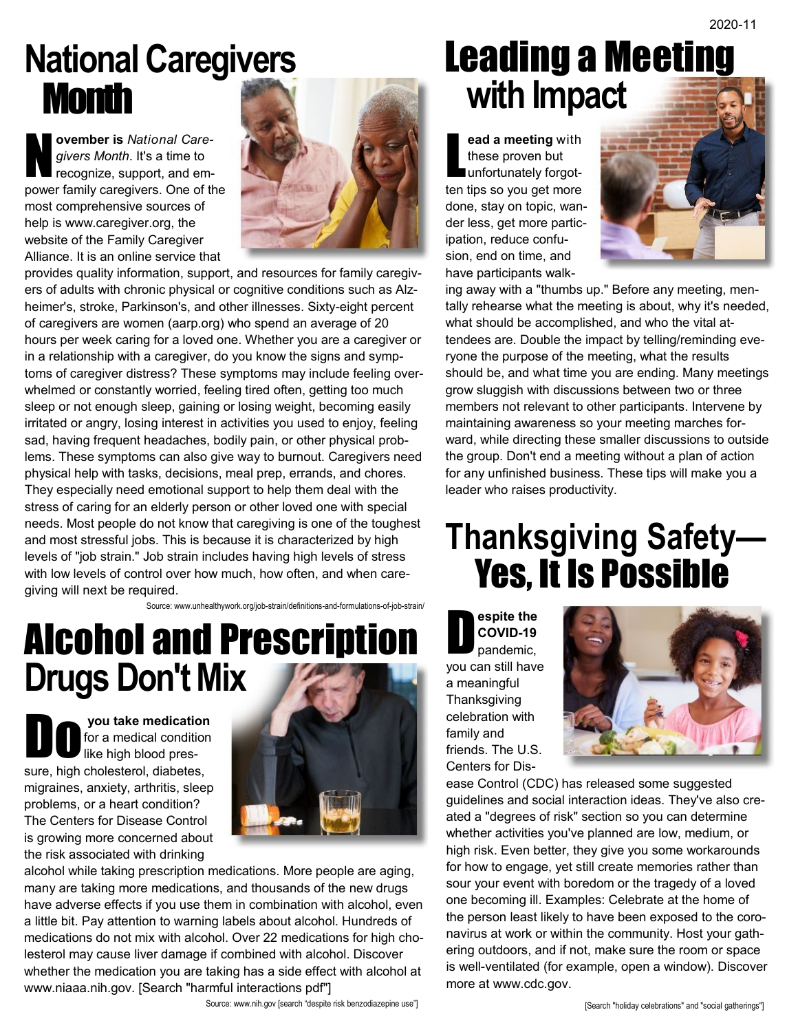# National Caregivers Month

**November is** *National Caregivers Month*. It's a time to recognize, support, and empower family caregivers. One of the most comprehensive sources of help is www.caregiver.org, the website of the Family Caregiver Alliance. It is an online service that provides quality information, support, and resources for family caregivers of adults with chronic physical or cognitive conditions such as Alzheimer's, stroke, Parkinson's, and other illnesses. Sixty-eight percent of caregivers are women (aarp.org) who spend an average of 20 hours per week caring for a loved one. Whether you are a caregiver or in a relationship with a caregiver, do you know the signs and symptoms of caregiver distress? These symptoms may include feeling overwhelmed or constantly worried, feeling tired often, getting too much sleep or not enough sleep, gaining or losing weight, becoming easily irritated or angry, losing interest in activities you used to enjoy, feeling sad, having frequent headaches, bodily pain, or other physical problems. These symptoms can also give way to burnout. Caregivers need physical help with tasks, decisions, meal prep, errands, and chores. They especially need emotional support to help them deal with the stress of caring for an elderly person or other loved one with special needs. Most people do not know that caregiving is one of the toughest and most stressful jobs. This is because it is characterized by high levels of "job strain." Job strain includes having high levels of stress with low levels of control over how much, how often, and when caregiving will next be required.

Source: www.unhealthywork.org/job-strain/definitions-and-formulations-of-job-strain/

# Alcohol and Prescription Drugs Don't Mix

**Do you take medication** for a medical condition like high blood pressure, high cholesterol, diabetes, migraines, anxiety, arthritis, sleep problems, or a heart condition? The Centers for Disease Control is growing more concerned about the risk associated with drinking alcohol while taking prescription medications. More people are aging, many are taking more medications, and thousands of the new drugs have adverse effects if you use them in combination with alcohol, even a little bit. Pay attention to warning labels about alcohol. Hundreds of medications do not mix with alcohol. Over 22 medications for high cholesterol may cause liver damage if combined with alcohol. Discover whether the medication you are taking has a side effect with alcohol at www.niaaa.nih.gov. [Search "harmful interactions pdf"]

Source: www.nih.gov [search "despite risk benzodiazepine use"]

# Leading a Meeting with Impact

**Lead a meeting** with these proven but unfortunately forgotten tips so you get more done, stay on topic, wander less, get more participation, reduce confusion, end on time, and have participants walking away with a "thumbs up." Before any meeting, mentally rehearse what the meeting is about, why it's needed, what should be accomplished, and who the vital attendees are. Double the impact by telling/reminding everyone the purpose of the meeting, what the results should be, and what time you are ending. Many meetings grow sluggish with discussions between two or three members not relevant to other participants. Intervene by maintaining awareness so your meeting marches forward, while directing these smaller discussions to outside the group. Don't end a meeting without a plan of action for any unfinished business. These tips will make you a leader who raises productivity.

# Thanksgiving Safety—Yes, It Is Possible

**Despite the COVID-19** pandemic, you can still have a meaningful Thanksgiving celebration with family and friends. The U.S. Centers for Disease Control (CDC) has released some suggested guidelines and social interaction ideas. They've also created a "degrees of risk" section so you can determine whether activities you've planned are low, medium, or high risk. Even better, they give you some workarounds for how to engage, yet still create memories rather than sour your event with boredom or the tragedy of a loved one becoming ill. Examples: Celebrate at the home of the person least likely to have been exposed to the coronavirus at work or within the community. Host your gathering outdoors, and if not, make sure the room or space is well-ventilated (for example, open a window). Discover more at www.cdc.gov.

[Search "holiday celebrations" and "social gatherings"]